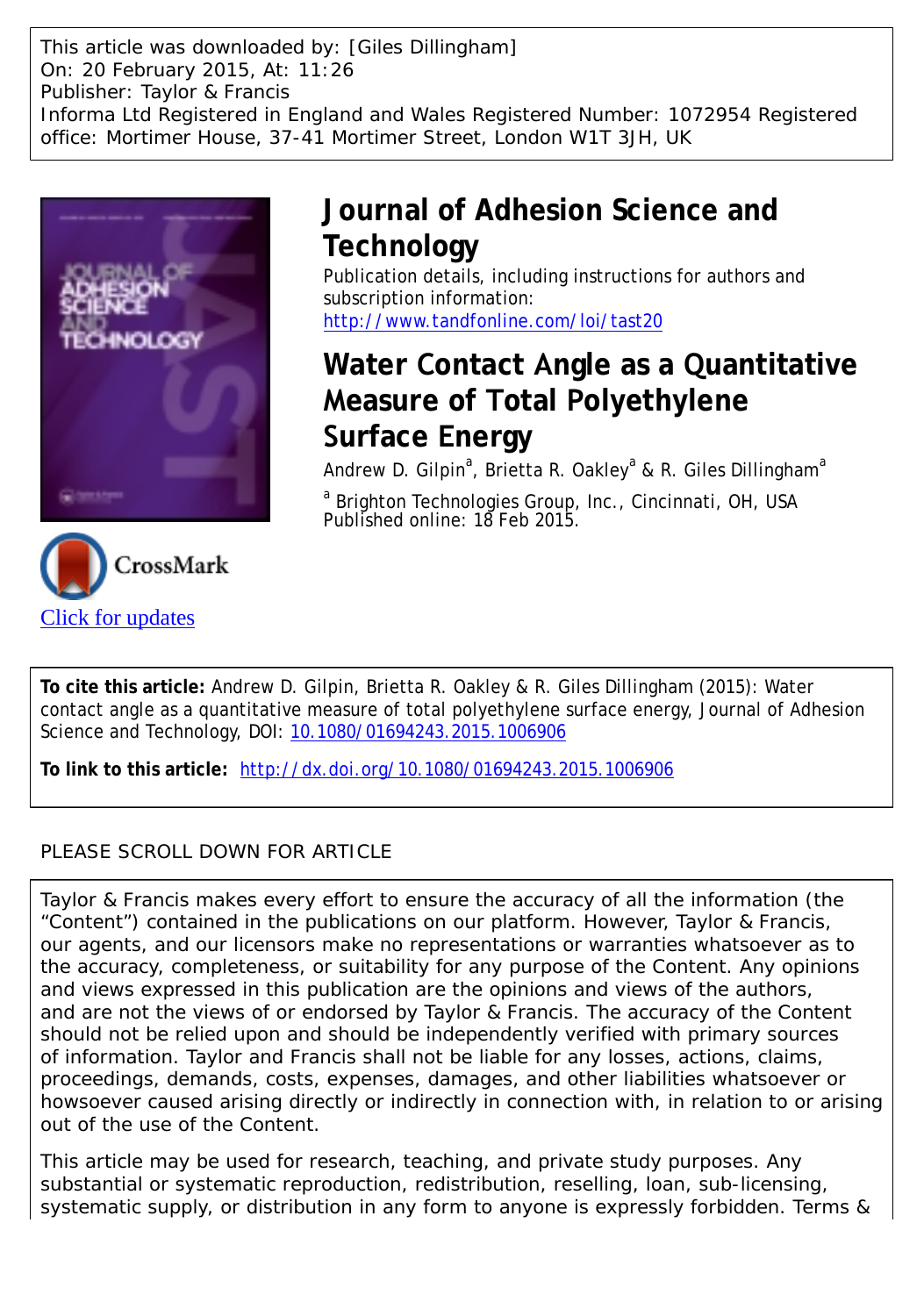This article was downloaded by: [Giles Dillingham]
On: 20 February 2015, At: 11:26
Publisher: Taylor & Francis
Informa Ltd Registered in England and Wales Registered Number: 1072954 Registered office: Mortimer House, 37-41 Mortimer Street, London W1T 3JH, UK

# Journal of Adhesion Science and Technology

Publication details, including instructions for authors and subscription information:
http://www.tandfonline.com/loi/tast20

## Water Contact Angle as a Quantitative Measure of Total Polyethylene Surface Energy

Andrew D. Gilpin[a], Brietta R. Oakley[a] & R. Giles Dillingham[a]

[a] Brighton Technologies Group, Inc., Cincinnati, OH, USA

Published online: 18 Feb 2015.

CrossMark

Click for updates

**To cite this article:** Andrew D. Gilpin, Brietta R. Oakley & R. Giles Dillingham (2015): Water contact angle as a quantitative measure of total polyethylene surface energy, Journal of Adhesion Science and Technology, DOI: 10.1080/01694243.2015.1006906

**To link to this article:** http://dx.doi.org/10.1080/01694243.2015.1006906

PLEASE SCROLL DOWN FOR ARTICLE

Taylor & Francis makes every effort to ensure the accuracy of all the information (the "Content") contained in the publications on our platform. However, Taylor & Francis, our agents, and our licensors make no representations or warranties whatsoever as to the accuracy, completeness, or suitability for any purpose of the Content. Any opinions and views expressed in this publication are the opinions and views of the authors, and are not the views of or endorsed by Taylor & Francis. The accuracy of the Content should not be relied upon and should be independently verified with primary sources of information. Taylor and Francis shall not be liable for any losses, actions, claims, proceedings, demands, costs, expenses, damages, and other liabilities whatsoever or howsoever caused arising directly or indirectly in connection with, in relation to or arising out of the use of the Content.

This article may be used for research, teaching, and private study purposes. Any substantial or systematic reproduction, redistribution, reselling, loan, sub-licensing, systematic supply, or distribution in any form to anyone is expressly forbidden. Terms &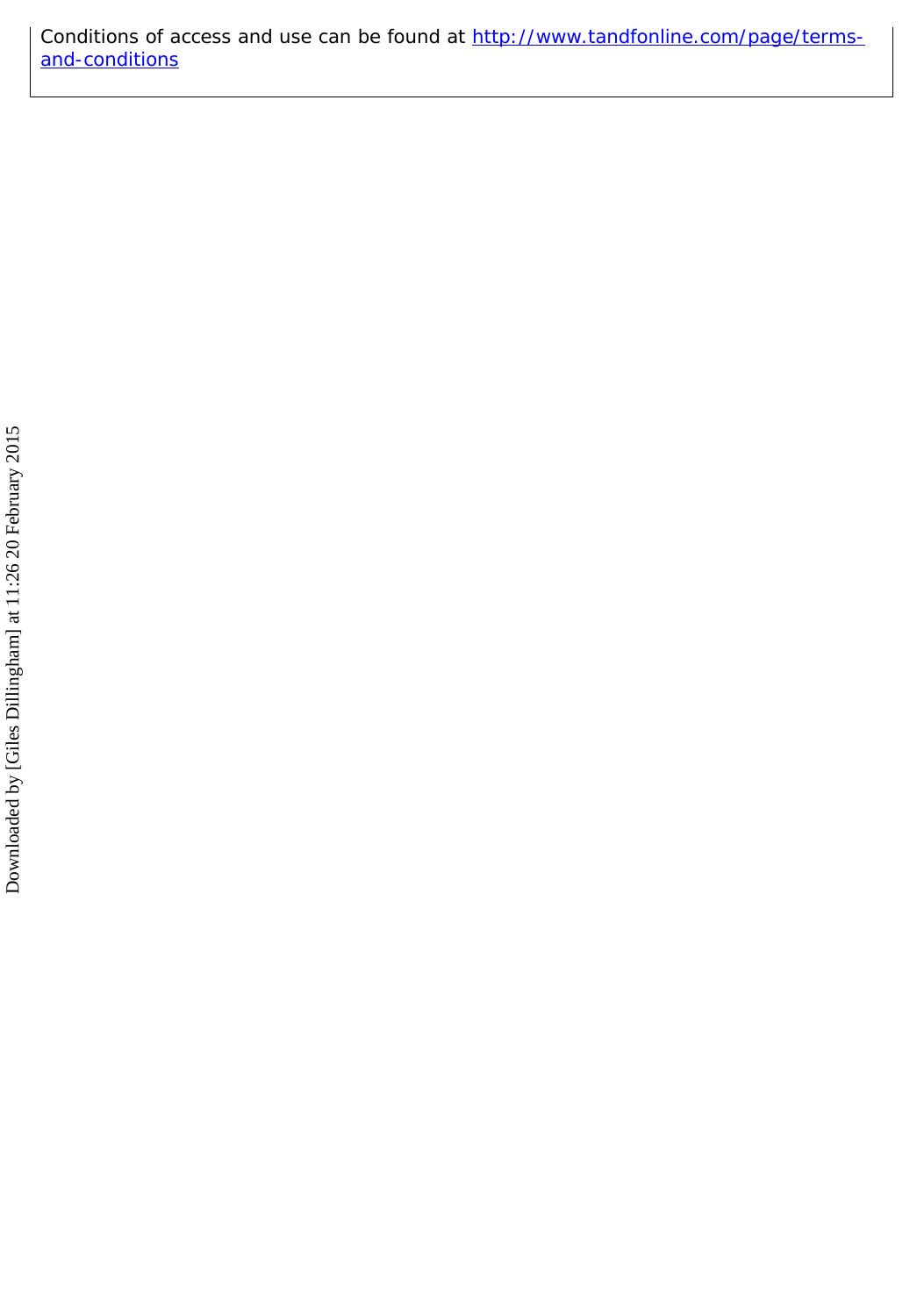Conditions of access and use can be found at [http://www.tandfonline.com/page/terms-and-conditions](http://www.tandfonline.com/page/terms-and-conditions)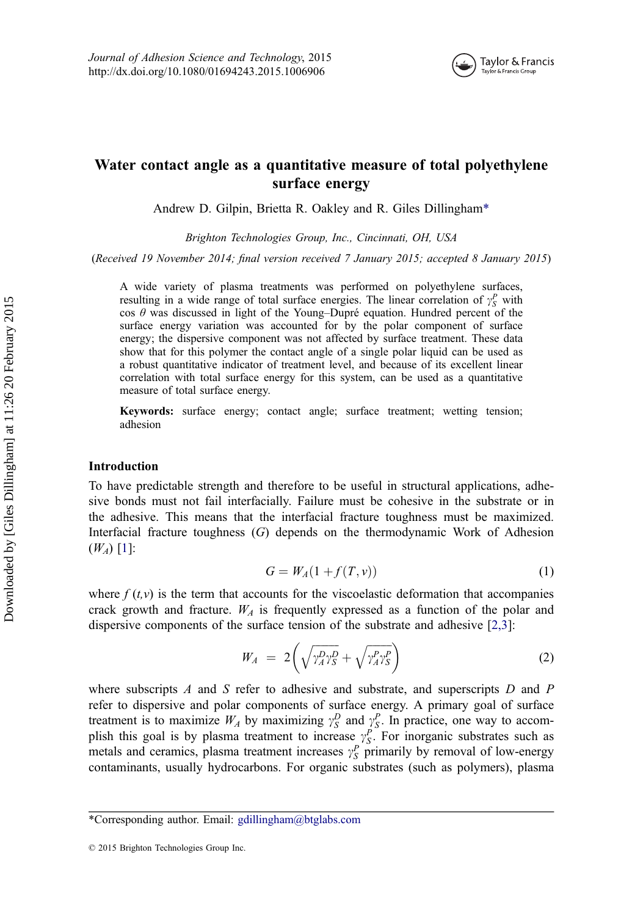# Water contact angle as a quantitative measure of total polyethylene surface energy

Andrew D. Gilpin, Brietta R. Oakley and R. Giles Dillingham*

*Brighton Technologies Group, Inc., Cincinnati, OH, USA*

(*Received 19 November 2014; final version received 7 January 2015; accepted 8 January 2015*)

A wide variety of plasma treatments was performed on polyethylene surfaces, resulting in a wide range of total surface energies. The linear correlation of $\gamma_S^P$ with $\cos\theta$ was discussed in light of the Young–Dupré equation. Hundred percent of the surface energy variation was accounted for by the polar component of surface energy; the dispersive component was not affected by surface treatment. These data show that for this polymer the contact angle of a single polar liquid can be used as a robust quantitative indicator of treatment level, and because of its excellent linear correlation with total surface energy for this system, can be used as a quantitative measure of total surface energy.

**Keywords:** surface energy; contact angle; surface treatment; wetting tension; adhesion

## Introduction

To have predictable strength and therefore to be useful in structural applications, adhesive bonds must not fail interfacially. Failure must be cohesive in the substrate or in the adhesive. This means that the interfacial fracture toughness must be maximized. Interfacial fracture toughness ($G$) depends on the thermodynamic Work of Adhesion ($W_A$) [1]:

$$G = W_A(1 + f(T, v)) \tag{1}$$

where $f(t,v)$ is the term that accounts for the viscoelastic deformation that accompanies crack growth and fracture. $W_A$ is frequently expressed as a function of the polar and dispersive components of the surface tension of the substrate and adhesive [2,3]:

$$W_A = 2\left(\sqrt{\gamma_A^D \gamma_S^D} + \sqrt{\gamma_A^P \gamma_S^P}\right) \tag{2}$$

where subscripts $A$ and $S$ refer to adhesive and substrate, and superscripts $D$ and $P$ refer to dispersive and polar components of surface energy. A primary goal of surface treatment is to maximize $W_A$ by maximizing $\gamma_S^D$ and $\gamma_S^P$. In practice, one way to accomplish this goal is by plasma treatment to increase $\gamma_S^P$. For inorganic substrates such as metals and ceramics, plasma treatment increases $\gamma_S^P$ primarily by removal of low-energy contaminants, usually hydrocarbons. For organic substrates (such as polymers), plasma

*Corresponding author. Email: gdillingham@btglabs.com

© 2015 Brighton Technologies Group Inc.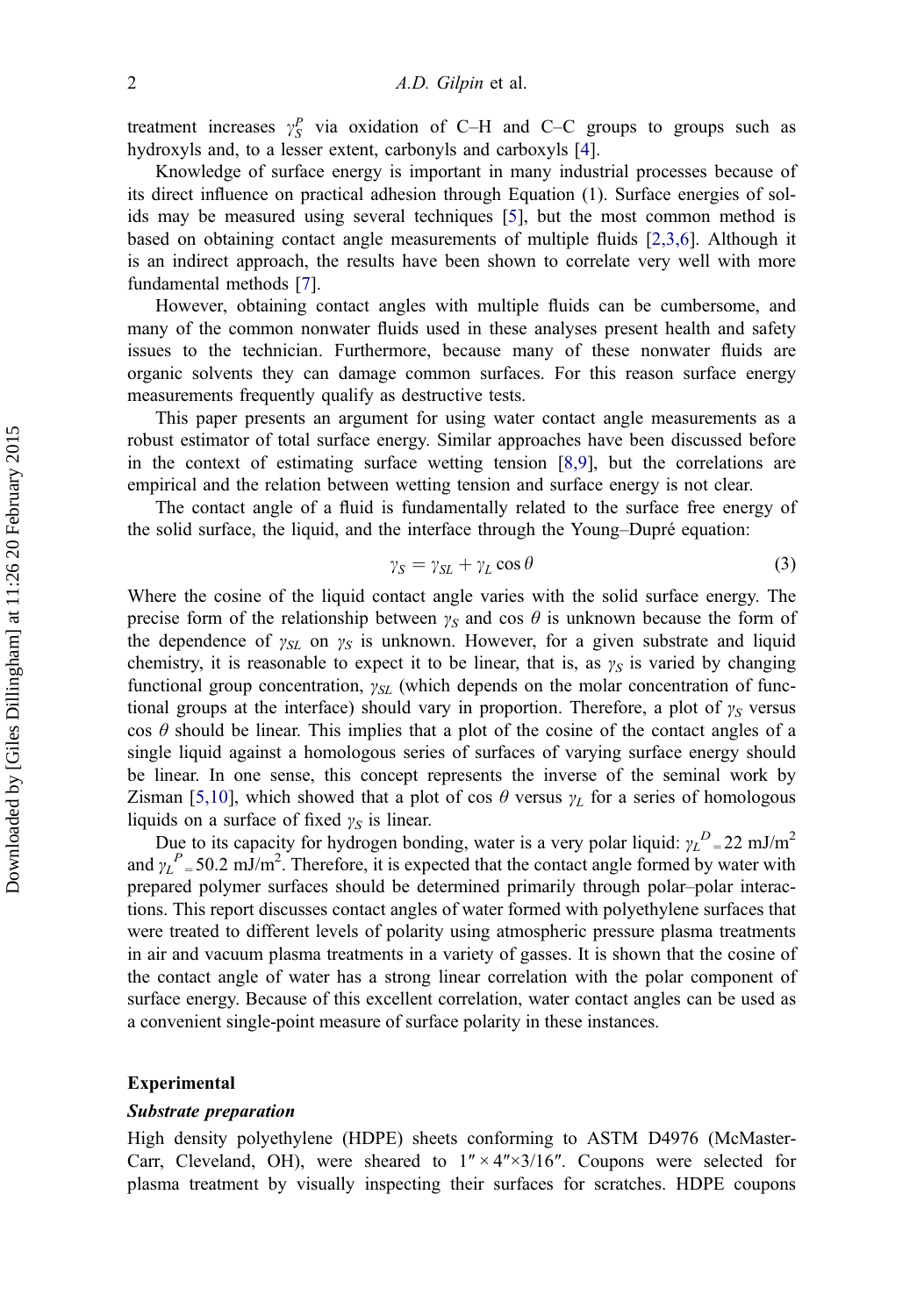treatment increases $\gamma_S^P$ via oxidation of C–H and C–C groups to groups such as hydroxyls and, to a lesser extent, carbonyls and carboxyls [4].

Knowledge of surface energy is important in many industrial processes because of its direct influence on practical adhesion through Equation (1). Surface energies of solids may be measured using several techniques [5], but the most common method is based on obtaining contact angle measurements of multiple fluids [2,3,6]. Although it is an indirect approach, the results have been shown to correlate very well with more fundamental methods [7].

However, obtaining contact angles with multiple fluids can be cumbersome, and many of the common nonwater fluids used in these analyses present health and safety issues to the technician. Furthermore, because many of these nonwater fluids are organic solvents they can damage common surfaces. For this reason surface energy measurements frequently qualify as destructive tests.

This paper presents an argument for using water contact angle measurements as a robust estimator of total surface energy. Similar approaches have been discussed before in the context of estimating surface wetting tension [8,9], but the correlations are empirical and the relation between wetting tension and surface energy is not clear.

The contact angle of a fluid is fundamentally related to the surface free energy of the solid surface, the liquid, and the interface through the Young–Dupré equation:

$$\gamma_S = \gamma_{SL} + \gamma_L \cos\theta \tag{3}$$

Where the cosine of the liquid contact angle varies with the solid surface energy. The precise form of the relationship between $\gamma_S$ and $\cos\theta$ is unknown because the form of the dependence of $\gamma_{SL}$ on $\gamma_S$ is unknown. However, for a given substrate and liquid chemistry, it is reasonable to expect it to be linear, that is, as $\gamma_S$ is varied by changing functional group concentration, $\gamma_{SL}$ (which depends on the molar concentration of functional groups at the interface) should vary in proportion. Therefore, a plot of $\gamma_S$ versus $\cos\theta$ should be linear. This implies that a plot of the cosine of the contact angles of a single liquid against a homologous series of surfaces of varying surface energy should be linear. In one sense, this concept represents the inverse of the seminal work by Zisman [5,10], which showed that a plot of $\cos\theta$ versus $\gamma_L$ for a series of homologous liquids on a surface of fixed $\gamma_S$ is linear.

Due to its capacity for hydrogen bonding, water is a very polar liquid: $\gamma_L^D = 22$ mJ/m$^2$ and $\gamma_L^P = 50.2$ mJ/m$^2$. Therefore, it is expected that the contact angle formed by water with prepared polymer surfaces should be determined primarily through polar–polar interactions. This report discusses contact angles of water formed with polyethylene surfaces that were treated to different levels of polarity using atmospheric pressure plasma treatments in air and vacuum plasma treatments in a variety of gasses. It is shown that the cosine of the contact angle of water has a strong linear correlation with the polar component of surface energy. Because of this excellent correlation, water contact angles can be used as a convenient single-point measure of surface polarity in these instances.

## Experimental

### *Substrate preparation*

High density polyethylene (HDPE) sheets conforming to ASTM D4976 (McMaster-Carr, Cleveland, OH), were sheared to 1″ × 4″×3/16″. Coupons were selected for plasma treatment by visually inspecting their surfaces for scratches. HDPE coupons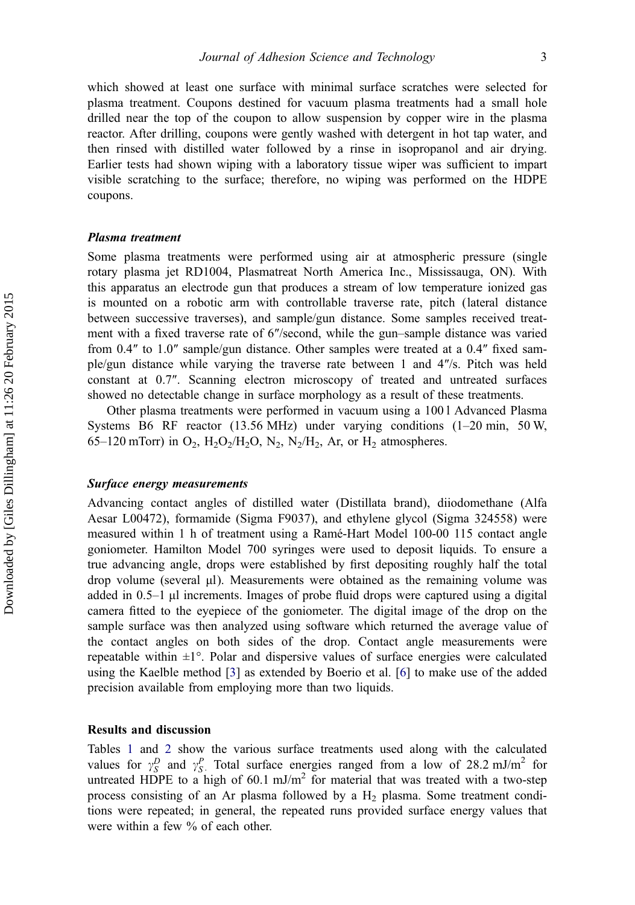which showed at least one surface with minimal surface scratches were selected for plasma treatment. Coupons destined for vacuum plasma treatments had a small hole drilled near the top of the coupon to allow suspension by copper wire in the plasma reactor. After drilling, coupons were gently washed with detergent in hot tap water, and then rinsed with distilled water followed by a rinse in isopropanol and air drying. Earlier tests had shown wiping with a laboratory tissue wiper was sufficient to impart visible scratching to the surface; therefore, no wiping was performed on the HDPE coupons.

### *Plasma treatment*

Some plasma treatments were performed using air at atmospheric pressure (single rotary plasma jet RD1004, Plasmatreat North America Inc., Mississauga, ON). With this apparatus an electrode gun that produces a stream of low temperature ionized gas is mounted on a robotic arm with controllable traverse rate, pitch (lateral distance between successive traverses), and sample/gun distance. Some samples received treatment with a fixed traverse rate of 6″/second, while the gun–sample distance was varied from 0.4″ to 1.0″ sample/gun distance. Other samples were treated at a 0.4″ fixed sample/gun distance while varying the traverse rate between 1 and 4″/s. Pitch was held constant at 0.7″. Scanning electron microscopy of treated and untreated surfaces showed no detectable change in surface morphology as a result of these treatments.

Other plasma treatments were performed in vacuum using a 100 l Advanced Plasma Systems B6 RF reactor (13.56 MHz) under varying conditions (1–20 min, 50 W, 65–120 mTorr) in $O_2$, $H_2O_2/H_2O$, $N_2$, $N_2/H_2$, Ar, or $H_2$ atmospheres.

### *Surface energy measurements*

Advancing contact angles of distilled water (Distillata brand), diiodomethane (Alfa Aesar L00472), formamide (Sigma F9037), and ethylene glycol (Sigma 324558) were measured within 1 h of treatment using a Ramé-Hart Model 100-00 115 contact angle goniometer. Hamilton Model 700 syringes were used to deposit liquids. To ensure a true advancing angle, drops were established by first depositing roughly half the total drop volume (several μl). Measurements were obtained as the remaining volume was added in 0.5–1 μl increments. Images of probe fluid drops were captured using a digital camera fitted to the eyepiece of the goniometer. The digital image of the drop on the sample surface was then analyzed using software which returned the average value of the contact angles on both sides of the drop. Contact angle measurements were repeatable within ±1°. Polar and dispersive values of surface energies were calculated using the Kaelble method [3] as extended by Boerio et al. [6] to make use of the added precision available from employing more than two liquids.

## Results and discussion

Tables 1 and 2 show the various surface treatments used along with the calculated values for $\gamma_S^D$ and $\gamma_S^P$. Total surface energies ranged from a low of 28.2 mJ/m$^2$ for untreated HDPE to a high of 60.1 mJ/m$^2$ for material that was treated with a two-step process consisting of an Ar plasma followed by a $H_2$ plasma. Some treatment conditions were repeated; in general, the repeated runs provided surface energy values that were within a few % of each other.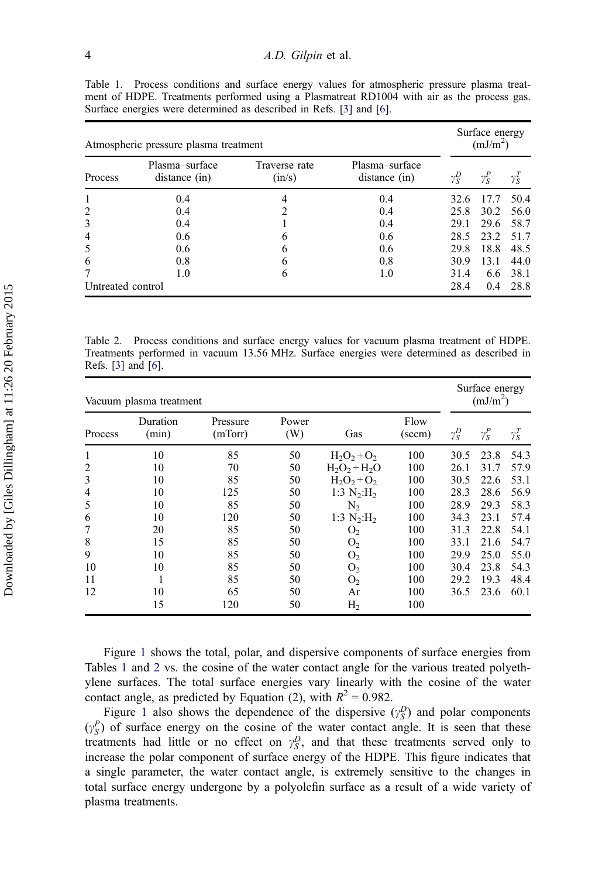Table 1. Process conditions and surface energy values for atmospheric pressure plasma treatment of HDPE. Treatments performed using a Plasmatreat RD1004 with air as the process gas. Surface energies were determined as described in Refs. [3] and [6].

| Atmospheric pressure plasma treatment | | | | Surface energy ($mJ/m^2$) | | |
|---|---|---|---|---|---|---|
| Process | Plasma–surface distance (in) | Traverse rate (in/s) | Plasma–surface distance (in) | $\gamma_S^D$ | $\gamma_S^P$ | $\gamma_S^T$ |
| 1 | 0.4 | 4 | 0.4 | 32.6 | 17.7 | 50.4 |
| 2 | 0.4 | 2 | 0.4 | 25.8 | 30.2 | 56.0 |
| 3 | 0.4 | 1 | 0.4 | 29.1 | 29.6 | 58.7 |
| 4 | 0.6 | 6 | 0.6 | 28.5 | 23.2 | 51.7 |
| 5 | 0.6 | 6 | 0.6 | 29.8 | 18.8 | 48.5 |
| 6 | 0.8 | 6 | 0.8 | 30.9 | 13.1 | 44.0 |
| 7 | 1.0 | 6 | 1.0 | 31.4 | 6.6 | 38.1 |
| Untreated control | | | | 28.4 | 0.4 | 28.8 |

Table 2. Process conditions and surface energy values for vacuum plasma treatment of HDPE. Treatments performed in vacuum 13.56 MHz. Surface energies were determined as described in Refs. [3] and [6].

| Vacuum plasma treatment | | | | | | Surface energy ($mJ/m^2$) | | |
|---|---|---|---|---|---|---|---|---|
| Process | Duration (min) | Pressure (mTorr) | Power (W) | Gas | Flow (sccm) | $\gamma_S^D$ | $\gamma_S^P$ | $\gamma_S^T$ |
| 1 | 10 | 85 | 50 | $H_2O_2 + O_2$ | 100 | 30.5 | 23.8 | 54.3 |
| 2 | 10 | 70 | 50 | $H_2O_2 + H_2O$ | 100 | 26.1 | 31.7 | 57.9 |
| 3 | 10 | 85 | 50 | $H_2O_2 + O_2$ | 100 | 30.5 | 22.6 | 53.1 |
| 4 | 10 | 125 | 50 | 1:3 $N_2$:$H_2$ | 100 | 28.3 | 28.6 | 56.9 |
| 5 | 10 | 85 | 50 | $N_2$ | 100 | 28.9 | 29.3 | 58.3 |
| 6 | 10 | 120 | 50 | 1:3 $N_2$:$H_2$ | 100 | 34.3 | 23.1 | 57.4 |
| 7 | 20 | 85 | 50 | $O_2$ | 100 | 31.3 | 22.8 | 54.1 |
| 8 | 15 | 85 | 50 | $O_2$ | 100 | 33.1 | 21.6 | 54.7 |
| 9 | 10 | 85 | 50 | $O_2$ | 100 | 29.9 | 25.0 | 55.0 |
| 10 | 10 | 85 | 50 | $O_2$ | 100 | 30.4 | 23.8 | 54.3 |
| 11 | 1 | 85 | 50 | $O_2$ | 100 | 29.2 | 19.3 | 48.4 |
| 12 | 10 | 65 | 50 | Ar | 100 | 36.5 | 23.6 | 60.1 |
| | 15 | 120 | 50 | $H_2$ | 100 | | | |

Figure 1 shows the total, polar, and dispersive components of surface energies from Tables 1 and 2 vs. the cosine of the water contact angle for the various treated polyethylene surfaces. The total surface energies vary linearly with the cosine of the water contact angle, as predicted by Equation (2), with $R^2 = 0.982$.

Figure 1 also shows the dependence of the dispersive ($\gamma_S^D$) and polar components ($\gamma_S^P$) of surface energy on the cosine of the water contact angle. It is seen that these treatments had little or no effect on $\gamma_S^D$, and that these treatments served only to increase the polar component of surface energy of the HDPE. This figure indicates that a single parameter, the water contact angle, is extremely sensitive to the changes in total surface energy undergone by a polyolefin surface as a result of a wide variety of plasma treatments.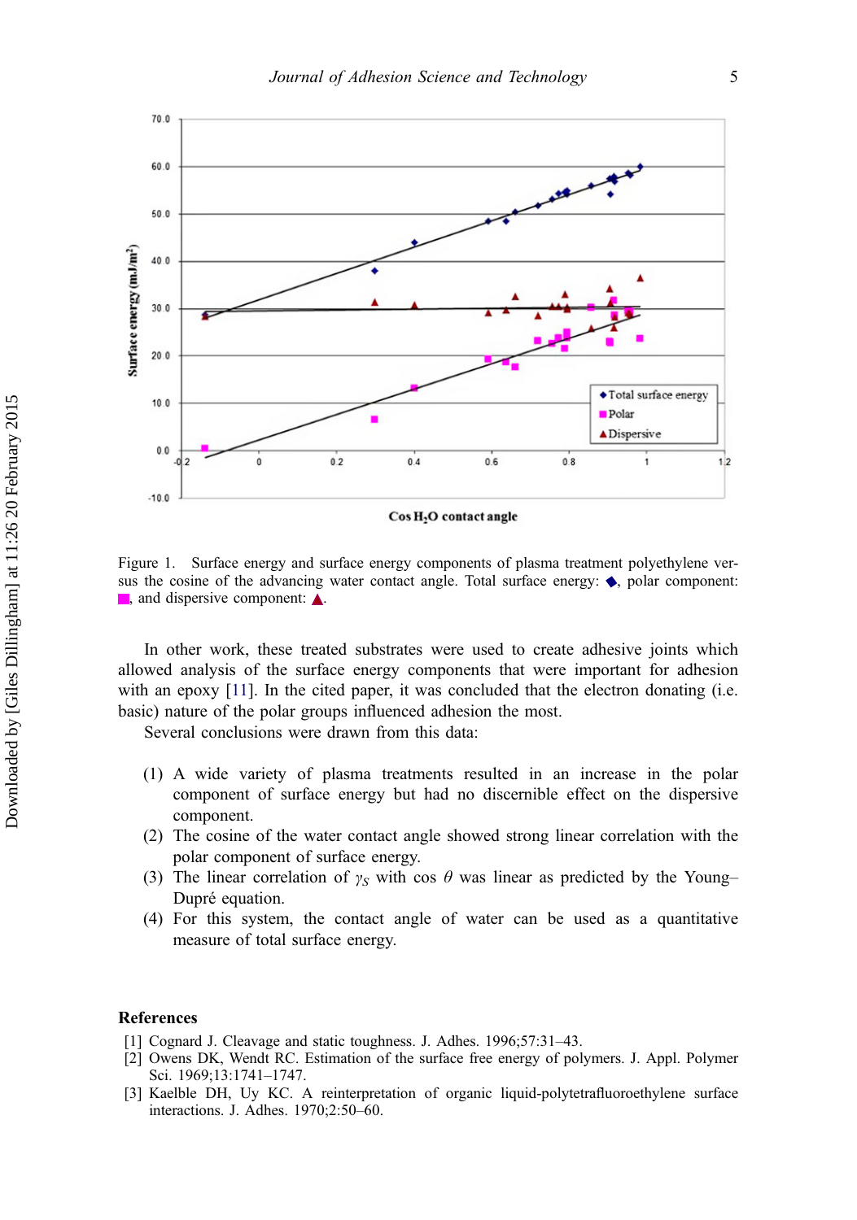Figure 1. Surface energy and surface energy components of plasma treatment polyethylene versus the cosine of the advancing water contact angle. Total surface energy: ◆, polar component: ■, and dispersive component: ▲.

In other work, these treated substrates were used to create adhesive joints which allowed analysis of the surface energy components that were important for adhesion with an epoxy [11]. In the cited paper, it was concluded that the electron donating (i.e. basic) nature of the polar groups influenced adhesion the most.

Several conclusions were drawn from this data:

(1) A wide variety of plasma treatments resulted in an increase in the polar component of surface energy but had no discernible effect on the dispersive component.
(2) The cosine of the water contact angle showed strong linear correlation with the polar component of surface energy.
(3) The linear correlation of $\gamma_S$ with cos $\theta$ was linear as predicted by the Young–Dupré equation.
(4) For this system, the contact angle of water can be used as a quantitative measure of total surface energy.

## References

[1] Cognard J. Cleavage and static toughness. J. Adhes. 1996;57:31–43.
[2] Owens DK, Wendt RC. Estimation of the surface free energy of polymers. J. Appl. Polymer Sci. 1969;13:1741–1747.
[3] Kaelble DH, Uy KC. A reinterpretation of organic liquid-polytetrafluoroethylene surface interactions. J. Adhes. 1970;2:50–60.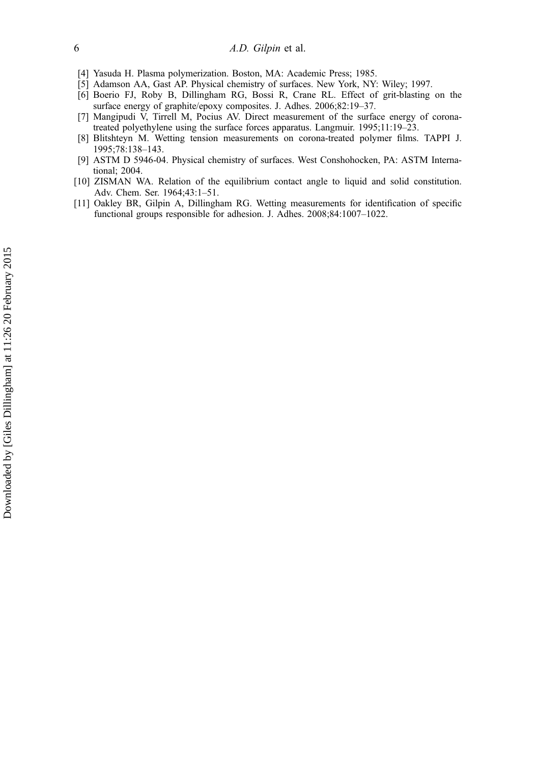[4] Yasuda H. Plasma polymerization. Boston, MA: Academic Press; 1985.

[5] Adamson AA, Gast AP. Physical chemistry of surfaces. New York, NY: Wiley; 1997.

[6] Boerio FJ, Roby B, Dillingham RG, Bossi R, Crane RL. Effect of grit-blasting on the surface energy of graphite/epoxy composites. J. Adhes. 2006;82:19–37.

[7] Mangipudi V, Tirrell M, Pocius AV. Direct measurement of the surface energy of corona-treated polyethylene using the surface forces apparatus. Langmuir. 1995;11:19–23.

[8] Blitshteyn M. Wetting tension measurements on corona-treated polymer films. TAPPI J. 1995;78:138–143.

[9] ASTM D 5946-04. Physical chemistry of surfaces. West Conshohocken, PA: ASTM International; 2004.

[10] ZISMAN WA. Relation of the equilibrium contact angle to liquid and solid constitution. Adv. Chem. Ser. 1964;43:1–51.

[11] Oakley BR, Gilpin A, Dillingham RG. Wetting measurements for identification of specific functional groups responsible for adhesion. J. Adhes. 2008;84:1007–1022.